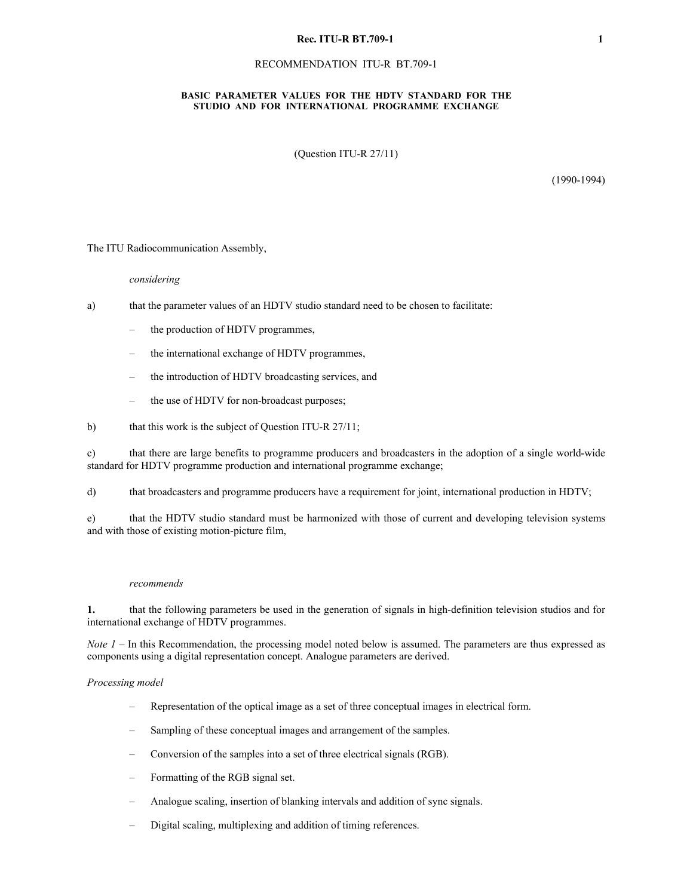# RECOMMENDATION ITU-R BT.709-1

## BASIC PARAMETER VALUES FOR THE HDTV STANDARD FOR THE STUDIO AND FOR INTERNATIONAL PROGRAMME EXCHANGE

(Question ITU-R 27/11)

(1990-1994)

The ITU Radiocommunication Assembly,

*considering*

a) that the parameter values of an HDTV studio standard need to be chosen to facilitate:

- the production of HDTV programmes,
- the international exchange of HDTV programmes,
- the introduction of HDTV broadcasting services, and
- the use of HDTV for non-broadcast purposes;

b) that this work is the subject of Question ITU-R 27/11;

c) that there are large benefits to programme producers and broadcasters in the adoption of a single world-wide standard for HDTV programme production and international programme exchange;

d) that broadcasters and programme producers have a requirement for joint, international production in HDTV;

e) that the HDTV studio standard must be harmonized with those of current and developing television systems and with those of existing motion-picture film,

*recommends*

**1.** that the following parameters be used in the generation of signals in high-definition television studios and for international exchange of HDTV programmes.

*Note 1* – In this Recommendation, the processing model noted below is assumed. The parameters are thus expressed as components using a digital representation concept. Analogue parameters are derived.

*Processing model*

- Representation of the optical image as a set of three conceptual images in electrical form.
- Sampling of these conceptual images and arrangement of the samples.
- Conversion of the samples into a set of three electrical signals (RGB).
- Formatting of the RGB signal set.
- Analogue scaling, insertion of blanking intervals and addition of sync signals.
- Digital scaling, multiplexing and addition of timing references.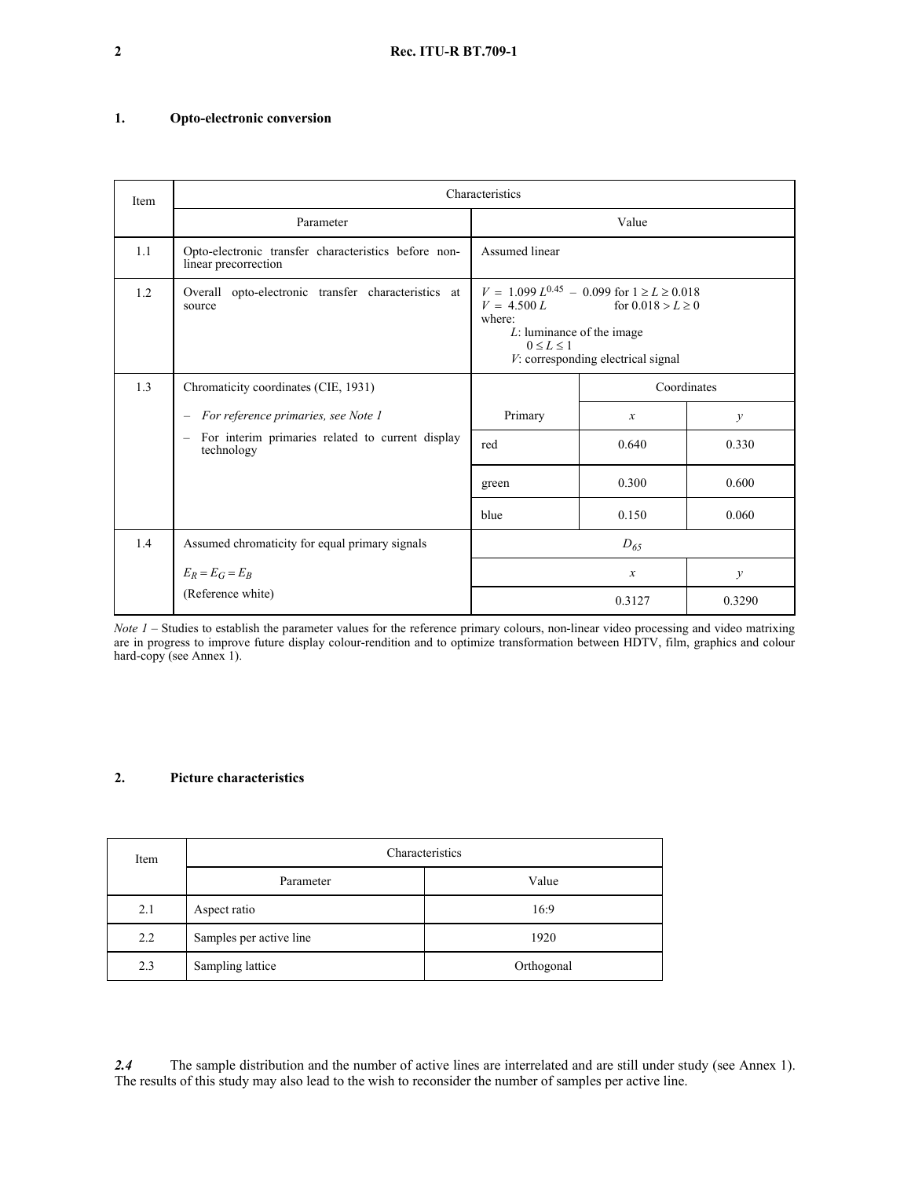## 1. Opto-electronic conversion

| Item | Characteristics | | | |
|---|---|---|---|---|
| | Parameter | Value | | |
| 1.1 | Opto-electronic transfer characteristics before non-linear precorrection | Assumed linear | | |
| 1.2 | Overall opto-electronic transfer characteristics at source | $V = 1.099\,L^{0.45} - 0.099$ for $1 \geq L \geq 0.018$<br>$V = 4.500\,L$ for $0.018 > L \geq 0$<br>where:<br>$L$: luminance of the image<br>$0 \leq L \leq 1$<br>$V$: corresponding electrical signal | | |
| 1.3 | Chromaticity coordinates (CIE, 1931)<br>– *For reference primaries, see Note 1*<br>– For interim primaries related to current display technology | | Coordinates | |
| | | Primary | $x$ | $y$ |
| | | red | 0.640 | 0.330 |
| | | green | 0.300 | 0.600 |
| | | blue | 0.150 | 0.060 |
| 1.4 | Assumed chromaticity for equal primary signals<br>$E_R = E_G = E_B$<br>(Reference white) | $D_{65}$ | | |
| | | $x$ | | $y$ |
| | | 0.3127 | | 0.3290 |

*Note 1* – Studies to establish the parameter values for the reference primary colours, non-linear video processing and video matrixing are in progress to improve future display colour-rendition and to optimize transformation between HDTV, film, graphics and colour hard-copy (see Annex 1).

## 2. Picture characteristics

| Item | Characteristics | |
|---|---|---|
| | Parameter | Value |
| 2.1 | Aspect ratio | 16:9 |
| 2.2 | Samples per active line | 1920 |
| 2.3 | Sampling lattice | Orthogonal |

***2.4*** The sample distribution and the number of active lines are interrelated and are still under study (see Annex 1). The results of this study may also lead to the wish to reconsider the number of samples per active line.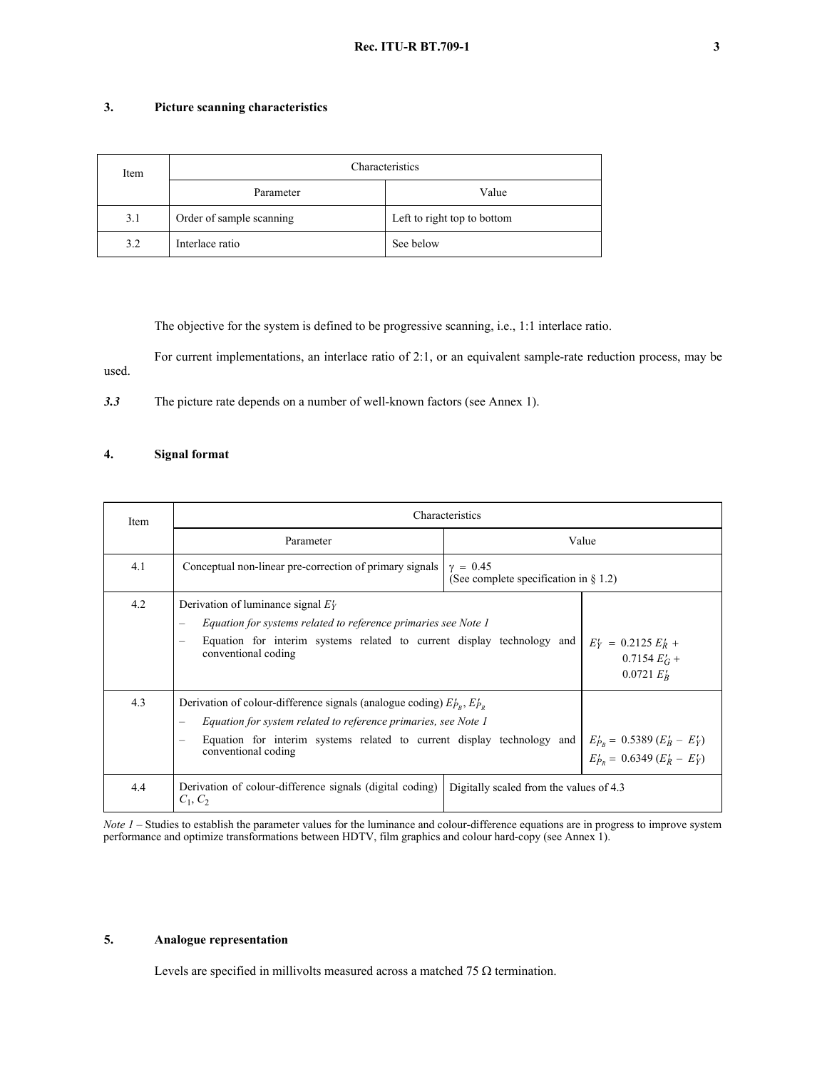## 3. Picture scanning characteristics

| Item | Characteristics | |
|---|---|---|
| | Parameter | Value |
| 3.1 | Order of sample scanning | Left to right top to bottom |
| 3.2 | Interlace ratio | See below |

The objective for the system is defined to be progressive scanning, i.e., 1:1 interlace ratio.

For current implementations, an interlace ratio of 2:1, or an equivalent sample-rate reduction process, may be used.

***3.3*** The picture rate depends on a number of well-known factors (see Annex 1).

## 4. Signal format

| Item | Characteristics | |
|---|---|---|
| | Parameter | Value |
| 4.1 | Conceptual non-linear pre-correction of primary signals | $\gamma = 0.45$ (See complete specification in § 1.2) |
| 4.2 | Derivation of luminance signal $E'_Y$ <br> – *Equation for systems related to reference primaries see Note 1* <br> – Equation for interim systems related to current display technology and conventional coding | $E'_Y = 0.2125\, E'_R + 0.7154\, E'_G + 0.0721\, E'_B$ |
| 4.3 | Derivation of colour-difference signals (analogue coding) $E'_{P_B}$, $E'_{P_R}$ <br> – *Equation for system related to reference primaries, see Note 1* <br> – Equation for interim systems related to current display technology and conventional coding | $E'_{P_B} = 0.5389\, (E'_B - E'_Y)$ <br> $E'_{P_R} = 0.6349\, (E'_R - E'_Y)$ |
| 4.4 | Derivation of colour-difference signals (digital coding) $C_1$, $C_2$ | Digitally scaled from the values of 4.3 |

*Note 1* – Studies to establish the parameter values for the luminance and colour-difference equations are in progress to improve system performance and optimize transformations between HDTV, film graphics and colour hard-copy (see Annex 1).

## 5. Analogue representation

Levels are specified in millivolts measured across a matched 75 Ω termination.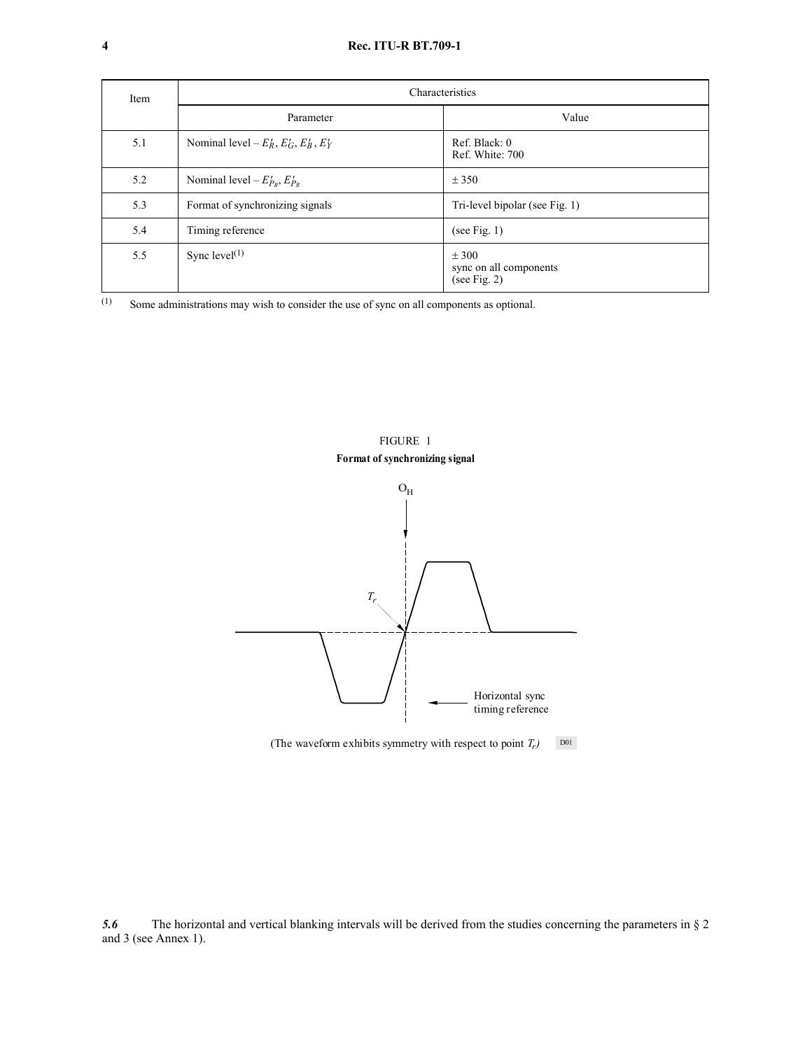| Item | Characteristics | |
|---|---|---|
| | Parameter | Value |
| 5.1 | Nominal level – $E'_R$, $E'_G$, $E'_B$, $E'_Y$ | Ref. Black: 0<br>Ref. White: 700 |
| 5.2 | Nominal level – $E'_{P_B}$, $E'_{P_R}$ | ± 350 |
| 5.3 | Format of synchronizing signals | Tri-level bipolar (see Fig. 1) |
| 5.4 | Timing reference | (see Fig. 1) |
| 5.5 | Sync level[(1)] | ± 300<br>sync on all components<br>(see Fig. 2) |

[(1)] Some administrations may wish to consider the use of sync on all components as optional.

FIGURE 1

**Format of synchronizing signal**

$O_H$

$T_r$

Horizontal sync timing reference

(The waveform exhibits symmetry with respect to point $T_r$)

D01

***5.6*** The horizontal and vertical blanking intervals will be derived from the studies concerning the parameters in § 2 and 3 (see Annex 1).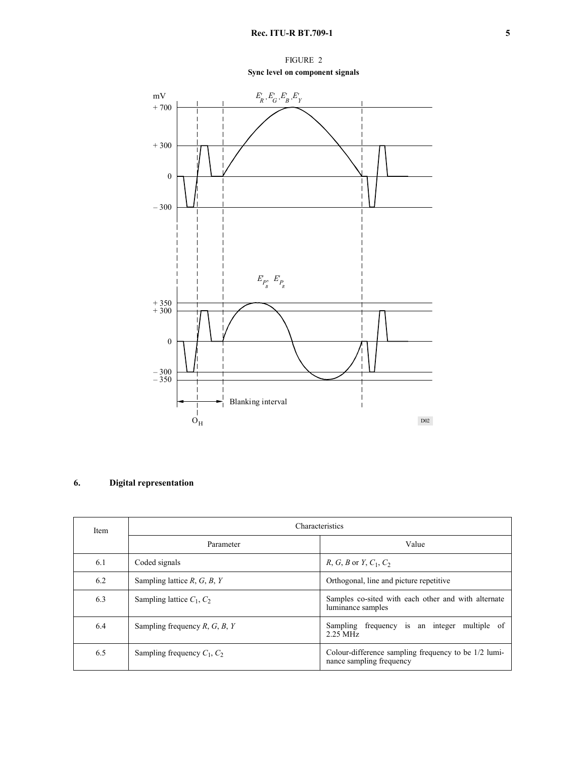FIGURE 2

**Sync level on component signals**

## 6. Digital representation

| Item | Characteristics | |
|---|---|---|
| | Parameter | Value |
| 6.1 | Coded signals | $R$, $G$, $B$ or $Y$, $C_1$, $C_2$ |
| 6.2 | Sampling lattice $R$, $G$, $B$, $Y$ | Orthogonal, line and picture repetitive |
| 6.3 | Sampling lattice $C_1$, $C_2$ | Samples co-sited with each other and with alternate luminance samples |
| 6.4 | Sampling frequency $R$, $G$, $B$, $Y$ | Sampling frequency is an integer multiple of 2.25 MHz |
| 6.5 | Sampling frequency $C_1$, $C_2$ | Colour-difference sampling frequency to be 1/2 luminance sampling frequency |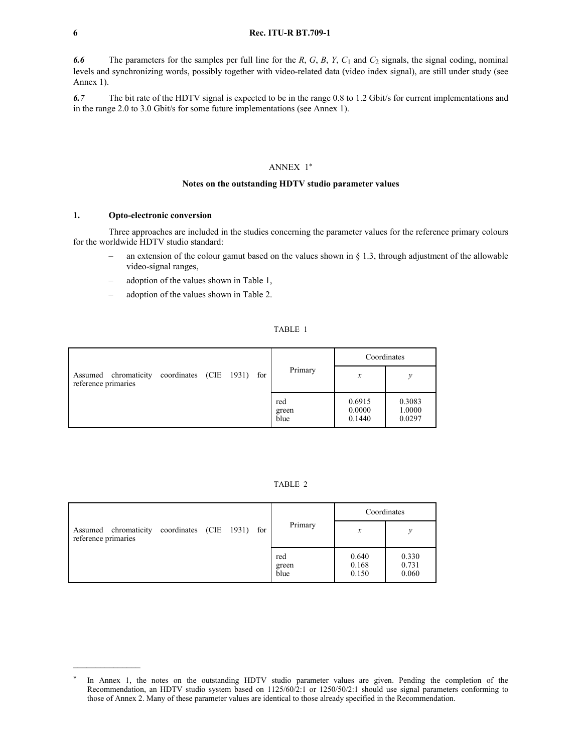***6.6*** The parameters for the samples per full line for the *R*, *G*, *B*, *Y*, $C_1$ and $C_2$ signals, the signal coding, nominal levels and synchronizing words, possibly together with video-related data (video index signal), are still under study (see Annex 1).

***6.7*** The bit rate of the HDTV signal is expected to be in the range 0.8 to 1.2 Gbit/s for current implementations and in the range 2.0 to 3.0 Gbit/s for some future implementations (see Annex 1).

## ANNEX 1*

### Notes on the outstanding HDTV studio parameter values

**1. Opto-electronic conversion**

Three approaches are included in the studies concerning the parameter values for the reference primary colours for the worldwide HDTV studio standard:

– an extension of the colour gamut based on the values shown in § 1.3, through adjustment of the allowable video-signal ranges,

– adoption of the values shown in Table 1,

– adoption of the values shown in Table 2.

TABLE 1

| | Primary | Coordinates | |
|---|---|---|---|
| | | *x* | *y* |
| Assumed chromaticity coordinates (CIE 1931) for reference primaries | red<br>green<br>blue | 0.6915<br>0.0000<br>0.1440 | 0.3083<br>1.0000<br>0.0297 |

TABLE 2

| | Primary | Coordinates | |
|---|---|---|---|
| | | *x* | *y* |
| Assumed chromaticity coordinates (CIE 1931) for reference primaries | red<br>green<br>blue | 0.640<br>0.168<br>0.150 | 0.330<br>0.731<br>0.060 |

---

* In Annex 1, the notes on the outstanding HDTV studio parameter values are given. Pending the completion of the Recommendation, an HDTV studio system based on 1125/60/2:1 or 1250/50/2:1 should use signal parameters conforming to those of Annex 2. Many of these parameter values are identical to those already specified in the Recommendation.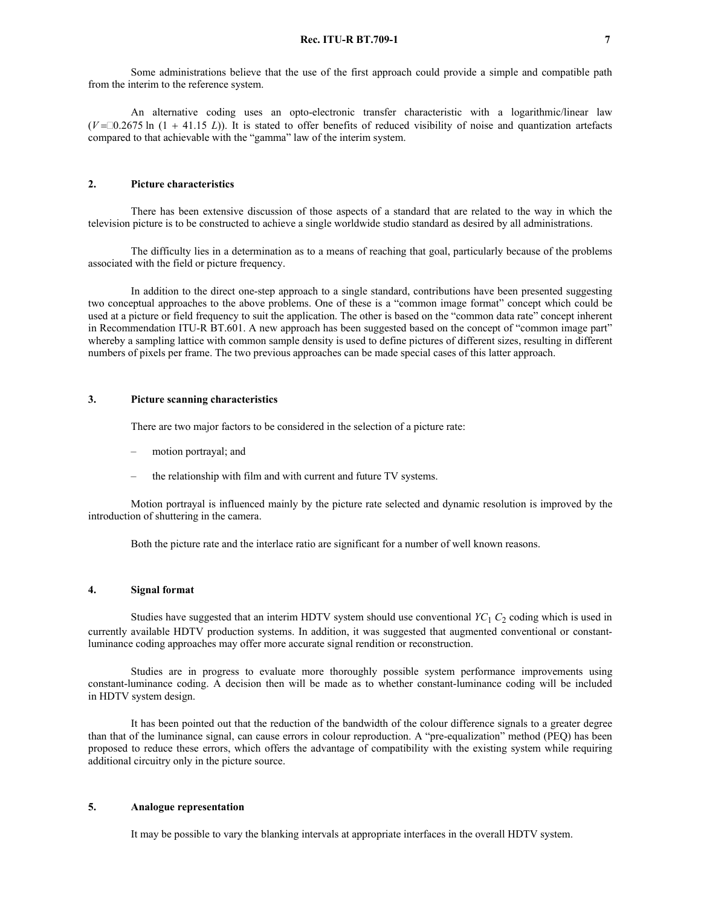Some administrations believe that the use of the first approach could provide a simple and compatible path from the interim to the reference system.

An alternative coding uses an opto-electronic transfer characteristic with a logarithmic/linear law ($V = 0.2675 \ln (1 + 41.15\ L)$). It is stated to offer benefits of reduced visibility of noise and quantization artefacts compared to that achievable with the "gamma" law of the interim system.

## 2. Picture characteristics

There has been extensive discussion of those aspects of a standard that are related to the way in which the television picture is to be constructed to achieve a single worldwide studio standard as desired by all administrations.

The difficulty lies in a determination as to a means of reaching that goal, particularly because of the problems associated with the field or picture frequency.

In addition to the direct one-step approach to a single standard, contributions have been presented suggesting two conceptual approaches to the above problems. One of these is a "common image format" concept which could be used at a picture or field frequency to suit the application. The other is based on the "common data rate" concept inherent in Recommendation ITU-R BT.601. A new approach has been suggested based on the concept of "common image part" whereby a sampling lattice with common sample density is used to define pictures of different sizes, resulting in different numbers of pixels per frame. The two previous approaches can be made special cases of this latter approach.

## 3. Picture scanning characteristics

There are two major factors to be considered in the selection of a picture rate:

- motion portrayal; and
- the relationship with film and with current and future TV systems.

Motion portrayal is influenced mainly by the picture rate selected and dynamic resolution is improved by the introduction of shuttering in the camera.

Both the picture rate and the interlace ratio are significant for a number of well known reasons.

## 4. Signal format

Studies have suggested that an interim HDTV system should use conventional $YC_1\ C_2$ coding which is used in currently available HDTV production systems. In addition, it was suggested that augmented conventional or constant-luminance coding approaches may offer more accurate signal rendition or reconstruction.

Studies are in progress to evaluate more thoroughly possible system performance improvements using constant-luminance coding. A decision then will be made as to whether constant-luminance coding will be included in HDTV system design.

It has been pointed out that the reduction of the bandwidth of the colour difference signals to a greater degree than that of the luminance signal, can cause errors in colour reproduction. A "pre-equalization" method (PEQ) has been proposed to reduce these errors, which offers the advantage of compatibility with the existing system while requiring additional circuitry only in the picture source.

## 5. Analogue representation

It may be possible to vary the blanking intervals at appropriate interfaces in the overall HDTV system.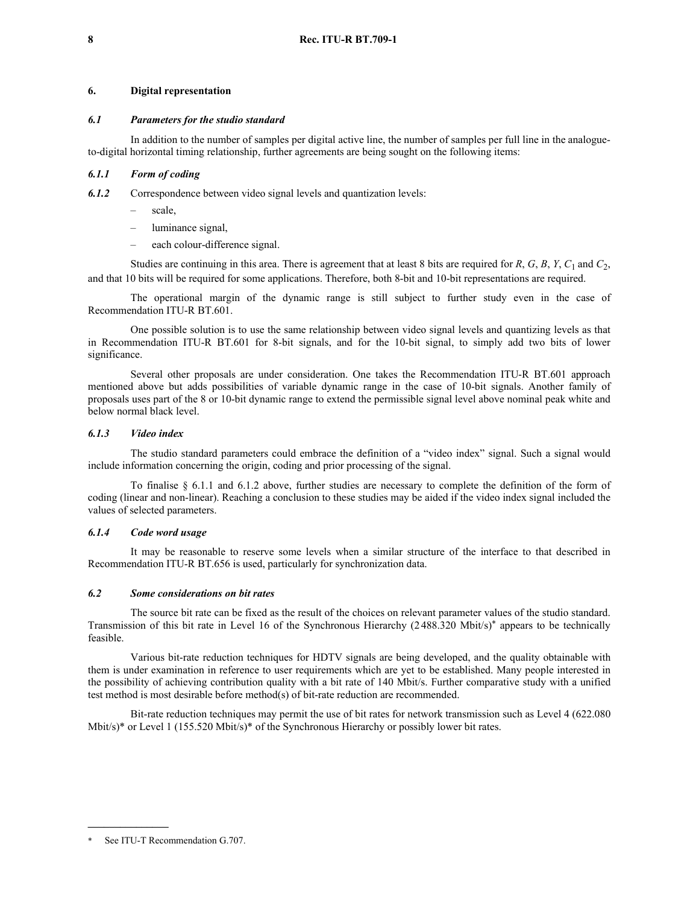## 6. Digital representation

### *6.1 Parameters for the studio standard*

In addition to the number of samples per digital active line, the number of samples per full line in the analogue-to-digital horizontal timing relationship, further agreements are being sought on the following items:

#### *6.1.1 Form of coding*

***6.1.2*** Correspondence between video signal levels and quantization levels:

- scale,
- luminance signal,
- each colour-difference signal.

Studies are continuing in this area. There is agreement that at least 8 bits are required for $R$, $G$, $B$, $Y$, $C_1$ and $C_2$, and that 10 bits will be required for some applications. Therefore, both 8-bit and 10-bit representations are required.

The operational margin of the dynamic range is still subject to further study even in the case of Recommendation ITU-R BT.601.

One possible solution is to use the same relationship between video signal levels and quantizing levels as that in Recommendation ITU-R BT.601 for 8-bit signals, and for the 10-bit signal, to simply add two bits of lower significance.

Several other proposals are under consideration. One takes the Recommendation ITU-R BT.601 approach mentioned above but adds possibilities of variable dynamic range in the case of 10-bit signals. Another family of proposals uses part of the 8 or 10-bit dynamic range to extend the permissible signal level above nominal peak white and below normal black level.

#### *6.1.3 Video index*

The studio standard parameters could embrace the definition of a "video index" signal. Such a signal would include information concerning the origin, coding and prior processing of the signal.

To finalise § 6.1.1 and 6.1.2 above, further studies are necessary to complete the definition of the form of coding (linear and non-linear). Reaching a conclusion to these studies may be aided if the video index signal included the values of selected parameters.

#### *6.1.4 Code word usage*

It may be reasonable to reserve some levels when a similar structure of the interface to that described in Recommendation ITU-R BT.656 is used, particularly for synchronization data.

### *6.2 Some considerations on bit rates*

The source bit rate can be fixed as the result of the choices on relevant parameter values of the studio standard. Transmission of this bit rate in Level 16 of the Synchronous Hierarchy (2 488.320 Mbit/s)* appears to be technically feasible.

Various bit-rate reduction techniques for HDTV signals are being developed, and the quality obtainable with them is under examination in reference to user requirements which are yet to be established. Many people interested in the possibility of achieving contribution quality with a bit rate of 140 Mbit/s. Further comparative study with a unified test method is most desirable before method(s) of bit-rate reduction are recommended.

Bit-rate reduction techniques may permit the use of bit rates for network transmission such as Level 4 (622.080 Mbit/s)* or Level 1 (155.520 Mbit/s)* of the Synchronous Hierarchy or possibly lower bit rates.

---

\* See ITU-T Recommendation G.707.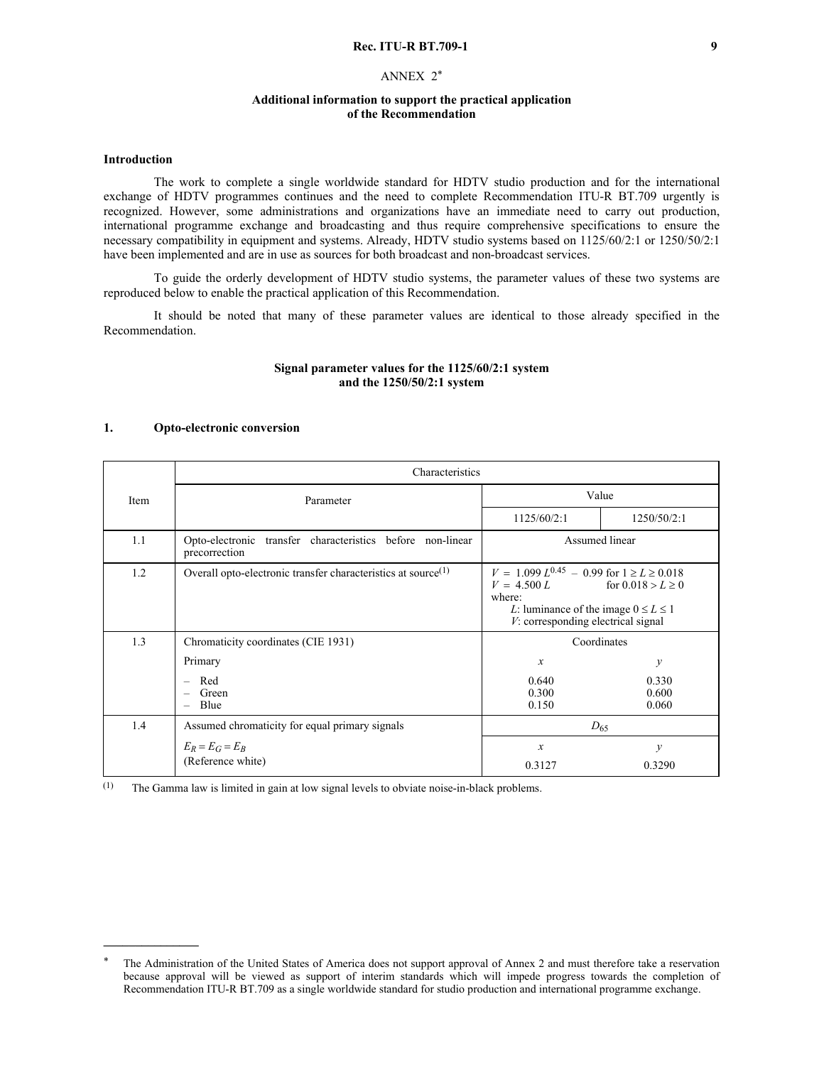# ANNEX 2*

## Additional information to support the practical application of the Recommendation

### Introduction

The work to complete a single worldwide standard for HDTV studio production and for the international exchange of HDTV programmes continues and the need to complete Recommendation ITU-R BT.709 urgently is recognized. However, some administrations and organizations have an immediate need to carry out production, international programme exchange and broadcasting and thus require comprehensive specifications to ensure the necessary compatibility in equipment and systems. Already, HDTV studio systems based on 1125/60/2:1 or 1250/50/2:1 have been implemented and are in use as sources for both broadcast and non-broadcast services.

To guide the orderly development of HDTV studio systems, the parameter values of these two systems are reproduced below to enable the practical application of this Recommendation.

It should be noted that many of these parameter values are identical to those already specified in the Recommendation.

### Signal parameter values for the 1125/60/2:1 system and the 1250/50/2:1 system

### 1. Opto-electronic conversion

| Item | Characteristics | | |
|---|---|---|---|
| | Parameter | Value | |
| | | 1125/60/2:1 | 1250/50/2:1 |
| 1.1 | Opto-electronic transfer characteristics before non-linear precorrection | Assumed linear | |
| 1.2 | Overall opto-electronic transfer characteristics at source(1) | $V = 1.099\,L^{0.45} - 0.99$ for $1 \geq L \geq 0.018$<br>$V = 4.500\,L$ for $0.018 > L \geq 0$<br>where:<br>$L$: luminance of the image $0 \leq L \leq 1$<br>$V$: corresponding electrical signal | |
| 1.3 | Chromaticity coordinates (CIE 1931)<br>Primary<br>– Red<br>– Green<br>– Blue | Coordinates<br>$x$<br>0.640<br>0.300<br>0.150 | <br>$y$<br>0.330<br>0.600<br>0.060 |
| 1.4 | Assumed chromaticity for equal primary signals<br>$E_R = E_G = E_B$<br>(Reference white) | $D_{65}$<br>$x$<br>0.3127 | <br>$y$<br>0.3290 |

(1) The Gamma law is limited in gain at low signal levels to obviate noise-in-black problems.

---

* The Administration of the United States of America does not support approval of Annex 2 and must therefore take a reservation because approval will be viewed as support of interim standards which will impede progress towards the completion of Recommendation ITU-R BT.709 as a single worldwide standard for studio production and international programme exchange.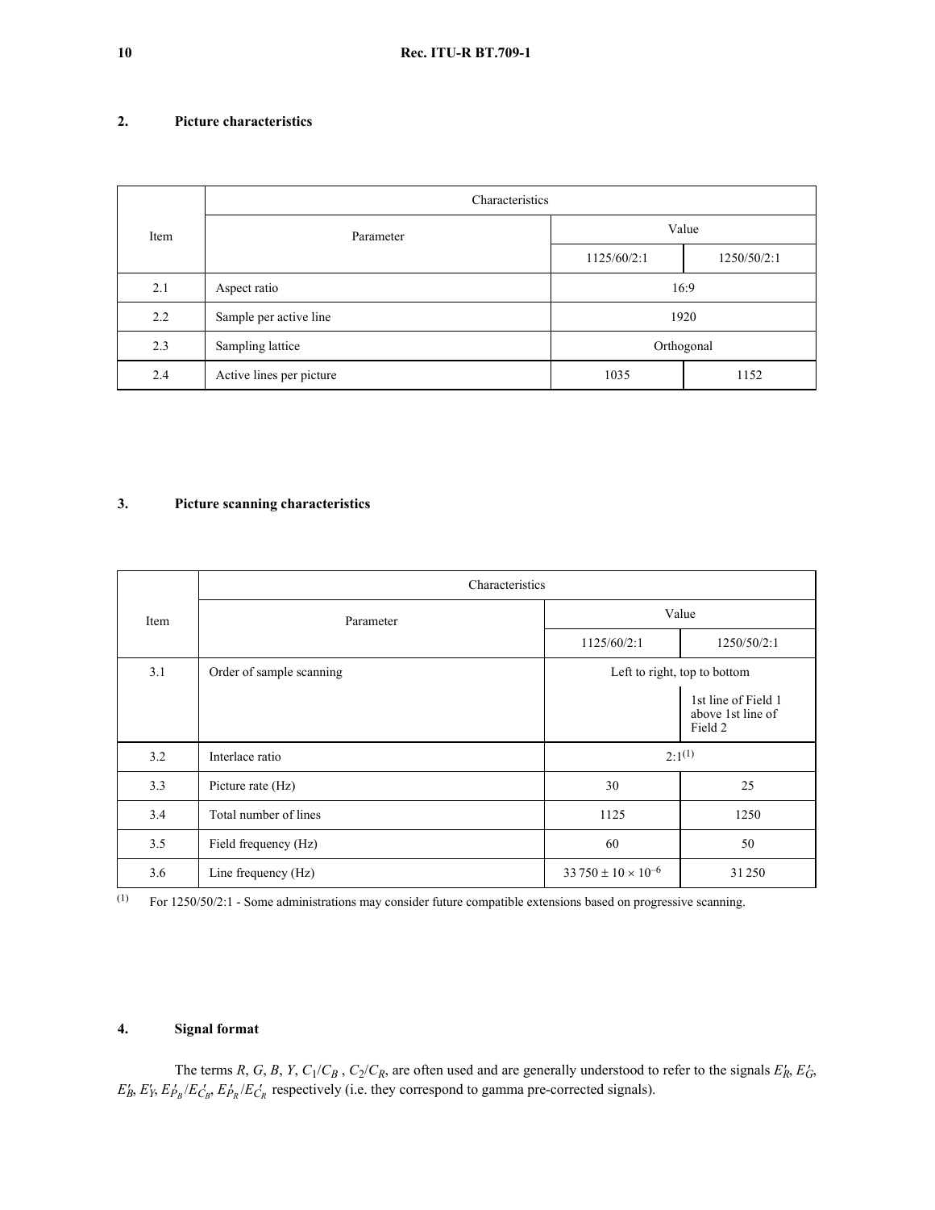## 2. Picture characteristics

| Item | Characteristics | | |
|---|---|---|---|
| | Parameter | Value | |
| | | 1125/60/2:1 | 1250/50/2:1 |
| 2.1 | Aspect ratio | 16:9 | |
| 2.2 | Sample per active line | 1920 | |
| 2.3 | Sampling lattice | Orthogonal | |
| 2.4 | Active lines per picture | 1035 | 1152 |

## 3. Picture scanning characteristics

| Item | Characteristics | | |
|---|---|---|---|
| | Parameter | Value | |
| | | 1125/60/2:1 | 1250/50/2:1 |
| 3.1 | Order of sample scanning | Left to right, top to bottom | |
| | | | 1st line of Field 1 above 1st line of Field 2 |
| 3.2 | Interlace ratio | 2:1[(1)] | |
| 3.3 | Picture rate (Hz) | 30 | 25 |
| 3.4 | Total number of lines | 1125 | 1250 |
| 3.5 | Field frequency (Hz) | 60 | 50 |
| 3.6 | Line frequency (Hz) | $33\,750 \pm 10 \times 10^{-6}$ | 31 250 |

(1) For 1250/50/2:1 - Some administrations may consider future compatible extensions based on progressive scanning.

## 4. Signal format

The terms $R$, $G$, $B$, $Y$, $C_1/C_B$ , $C_2/C_R$, are often used and are generally understood to refer to the signals $E'_R$, $E'_G$, $E'_B$, $E'_Y$, $E'_{P_B}/E'_{C_B}$, $E'_{P_R}/E'_{C_R}$ respectively (i.e. they correspond to gamma pre-corrected signals).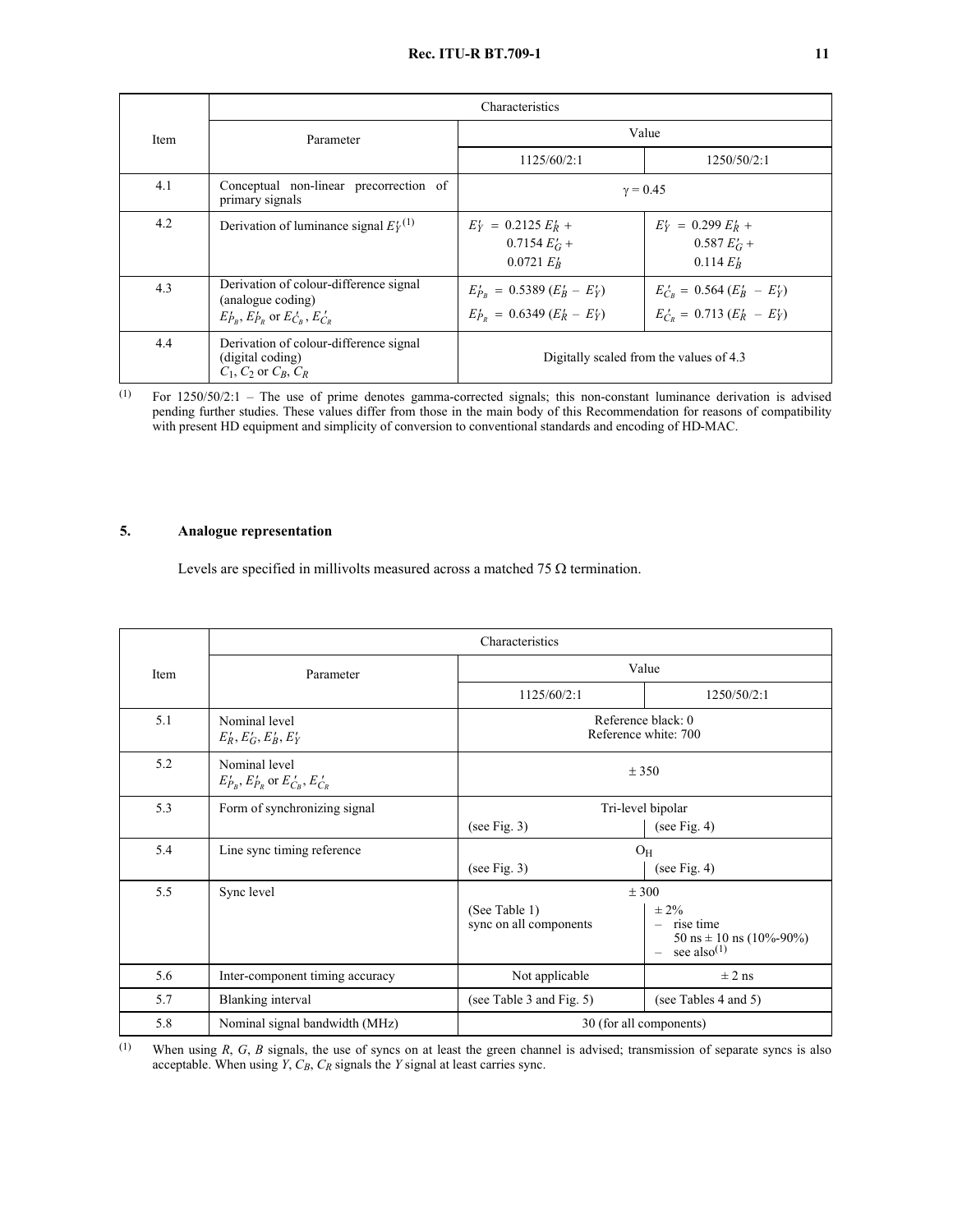| Item | Characteristics | | |
|---|---|---|---|
| | Parameter | Value | |
| | | 1125/60/2:1 | 1250/50/2:1 |
| 4.1 | Conceptual non-linear precorrection of primary signals | $\gamma = 0.45$ | |
| 4.2 | Derivation of luminance signal $E'_Y$ (1) | $E'_Y = 0.2125\, E'_R + 0.7154\, E'_G + 0.0721\, E'_B$ | $E'_Y = 0.299\, E'_R + 0.587\, E'_G + 0.114\, E'_B$ |
| 4.3 | Derivation of colour-difference signal (analogue coding) $E'_{P_B}$, $E'_{P_R}$ or $E'_{C_B}$, $E'_{C_R}$ | $E'_{P_B} = 0.5389\, (E'_B - E'_Y)$<br>$E'_{P_R} = 0.6349\, (E'_R - E'_Y)$ | $E'_{C_B} = 0.564\, (E'_B - E'_Y)$<br>$E'_{C_R} = 0.713\, (E'_R - E'_Y)$ |
| 4.4 | Derivation of colour-difference signal (digital coding) $C_1$, $C_2$ or $C_B$, $C_R$ | Digitally scaled from the values of 4.3 | |

(1) For 1250/50/2:1 – The use of prime denotes gamma-corrected signals; this non-constant luminance derivation is advised pending further studies. These values differ from those in the main body of this Recommendation for reasons of compatibility with present HD equipment and simplicity of conversion to conventional standards and encoding of HD-MAC.

## 5. Analogue representation

Levels are specified in millivolts measured across a matched 75 Ω termination.

| Item | Characteristics | | |
|---|---|---|---|
| | Parameter | Value | |
| | | 1125/60/2:1 | 1250/50/2:1 |
| 5.1 | Nominal level $E'_R$, $E'_G$, $E'_B$, $E'_Y$ | Reference black: 0<br>Reference white: 700 | |
| 5.2 | Nominal level $E'_{P_B}$, $E'_{P_R}$ or $E'_{C_B}$, $E'_{C_R}$ | ± 350 | |
| 5.3 | Form of synchronizing signal | Tri-level bipolar<br>(see Fig. 3) | Tri-level bipolar<br>(see Fig. 4) |
| 5.4 | Line sync timing reference | $O_H$<br>(see Fig. 3) | $O_H$<br>(see Fig. 4) |
| 5.5 | Sync level | ± 300<br>(See Table 1)<br>sync on all components | ± 300<br>± 2%<br>– rise time<br>50 ns ± 10 ns (10%-90%)<br>– see also(1) |
| 5.6 | Inter-component timing accuracy | Not applicable | ± 2 ns |
| 5.7 | Blanking interval | (see Table 3 and Fig. 5) | (see Tables 4 and 5) |
| 5.8 | Nominal signal bandwidth (MHz) | 30 (for all components) | |

(1) When using $R$, $G$, $B$ signals, the use of syncs on at least the green channel is advised; transmission of separate syncs is also acceptable. When using $Y$, $C_B$, $C_R$ signals the $Y$ signal at least carries sync.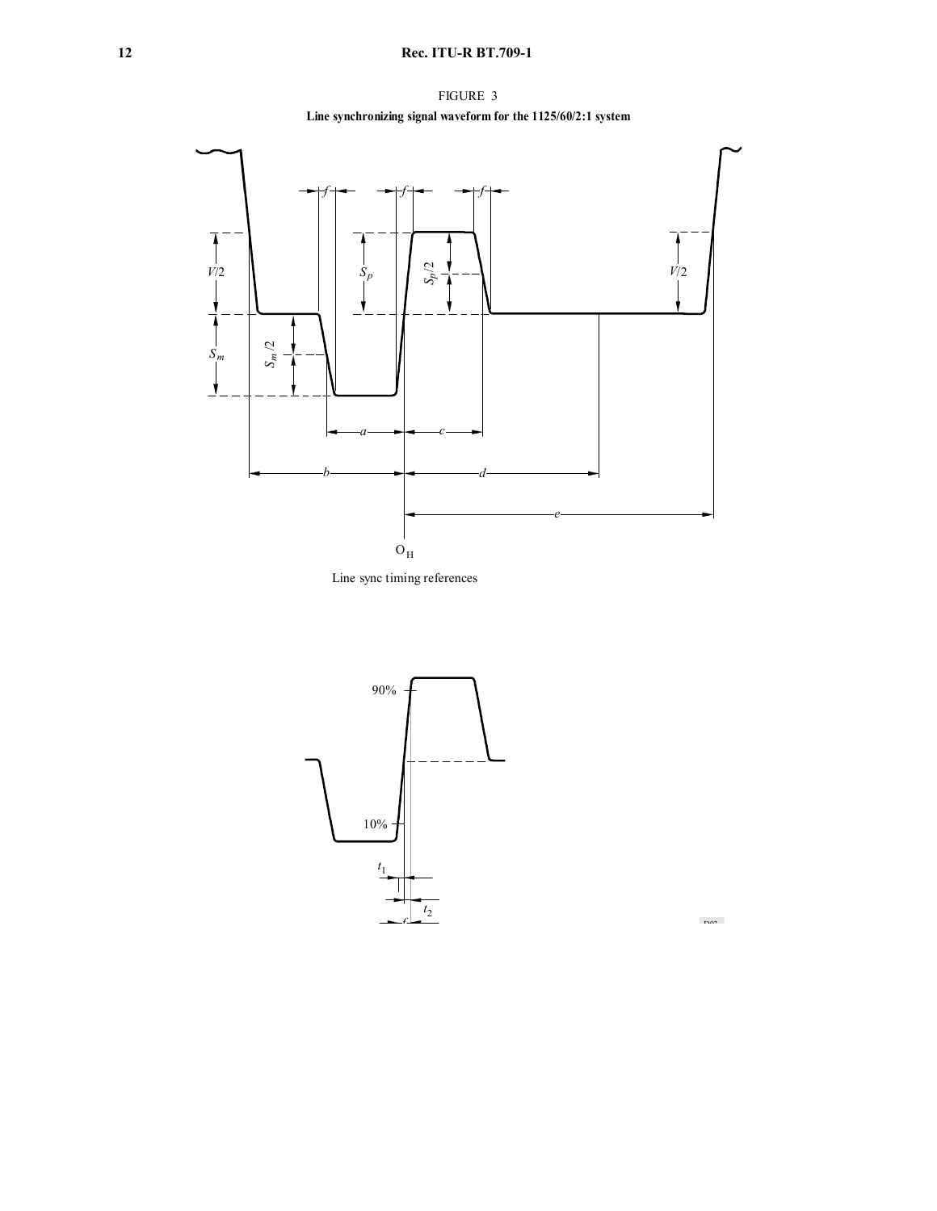FIGURE 3

**Line synchronizing signal waveform for the 1125/60/2:1 system**

Line sync timing references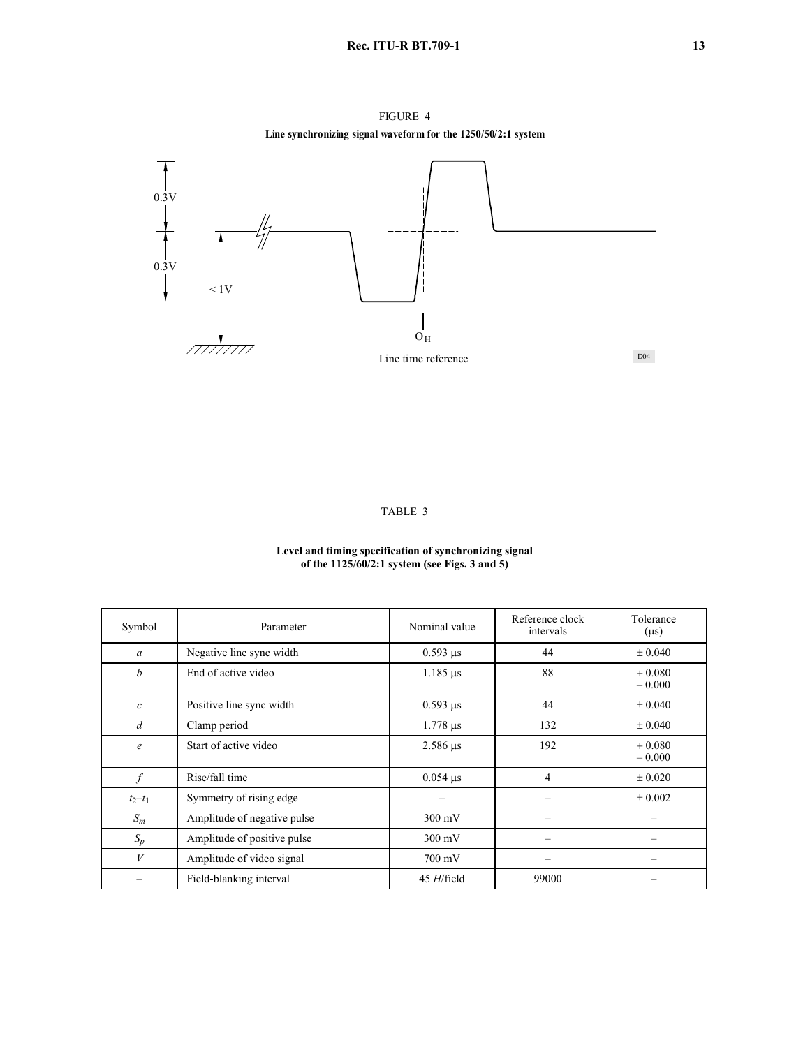FIGURE 4

**Line synchronizing signal waveform for the 1250/50/2:1 system**

0.3V

0.3V

< 1V

$O_H$

Line time reference

D04

TABLE 3

**Level and timing specification of synchronizing signal of the 1125/60/2:1 system (see Figs. 3 and 5)**

| Symbol | Parameter | Nominal value | Reference clock intervals | Tolerance (μs) |
|---|---|---|---|---|
| $a$ | Negative line sync width | 0.593 μs | 44 | ± 0.040 |
| $b$ | End of active video | 1.185 μs | 88 | + 0.080 – 0.000 |
| $c$ | Positive line sync width | 0.593 μs | 44 | ± 0.040 |
| $d$ | Clamp period | 1.778 μs | 132 | ± 0.040 |
| $e$ | Start of active video | 2.586 μs | 192 | + 0.080 – 0.000 |
| $f$ | Rise/fall time | 0.054 μs | 4 | ± 0.020 |
| $t_2$–$t_1$ | Symmetry of rising edge | – | – | ± 0.002 |
| $S_m$ | Amplitude of negative pulse | 300 mV | – | – |
| $S_p$ | Amplitude of positive pulse | 300 mV | – | – |
| $V$ | Amplitude of video signal | 700 mV | – | – |
| – | Field-blanking interval | 45 *H*/field | 99000 | – |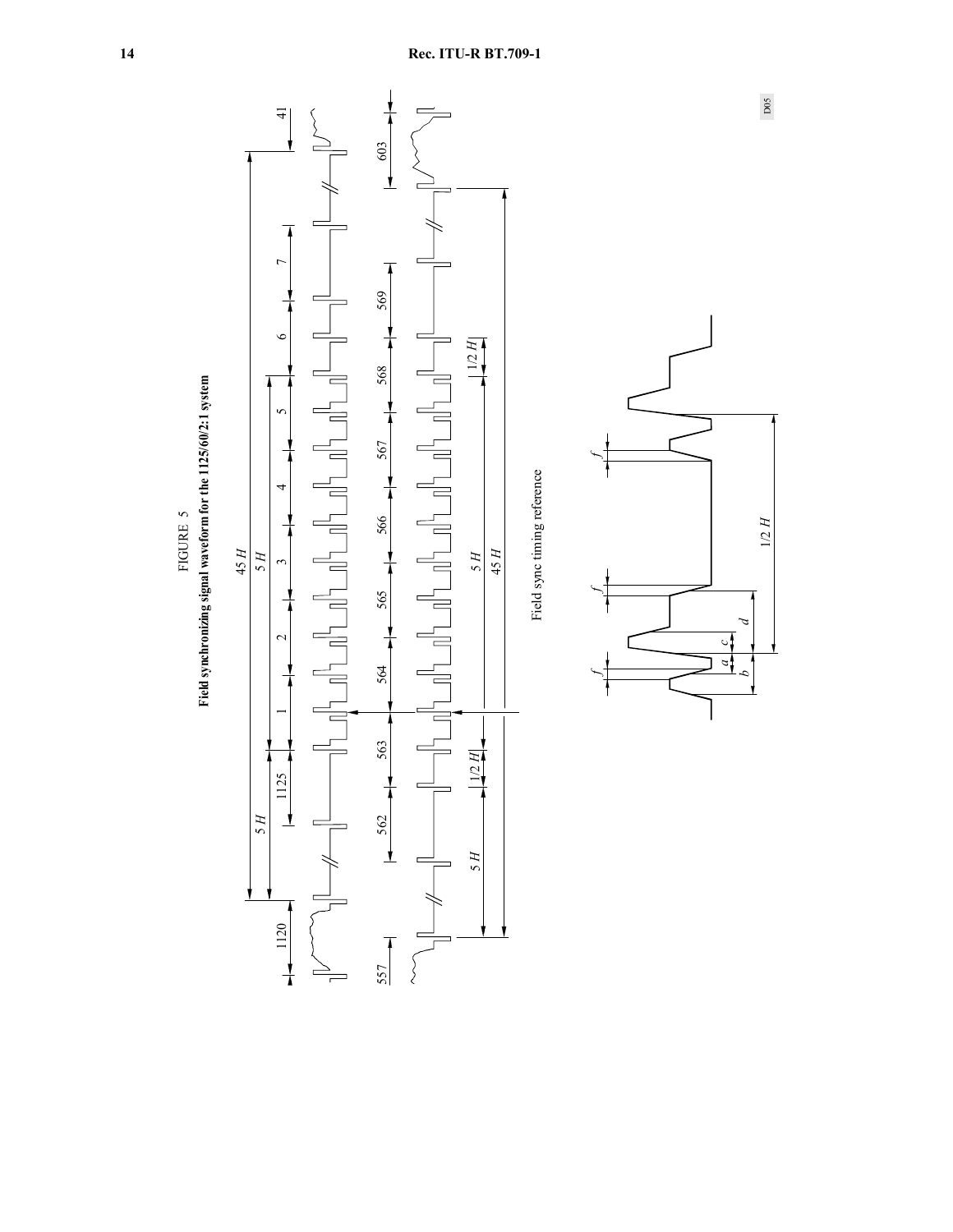FIGURE 5

**Field synchronizing signal waveform for the 1125/60/2:1 system**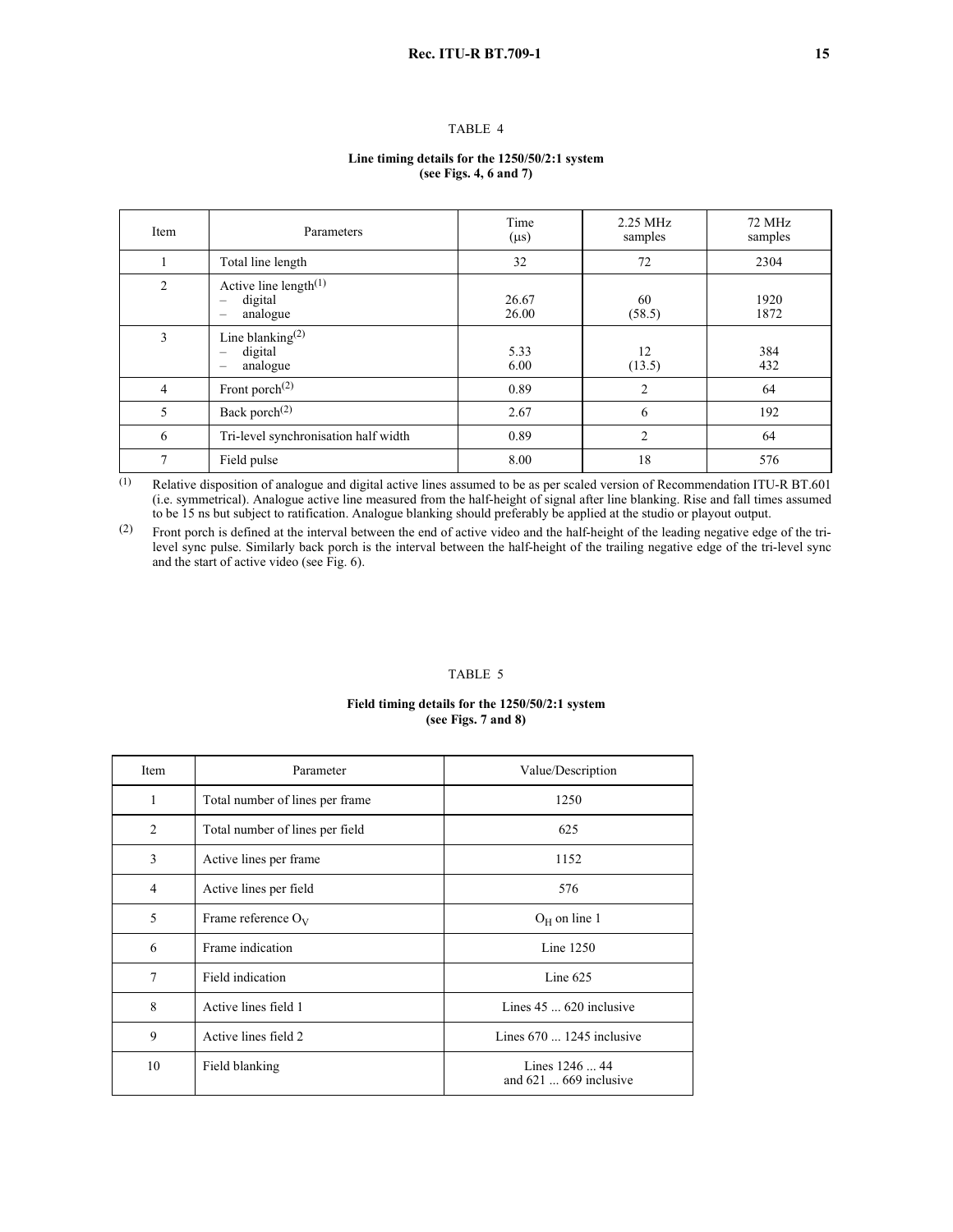TABLE 4

**Line timing details for the 1250/50/2:1 system**
**(see Figs. 4, 6 and 7)**

| Item | Parameters | Time (μs) | 2.25 MHz samples | 72 MHz samples |
|---|---|---|---|---|
| 1 | Total line length | 32 | 72 | 2304 |
| 2 | Active line length(1)<br>– digital<br>– analogue | <br>26.67<br>26.00 | <br>60<br>(58.5) | <br>1920<br>1872 |
| 3 | Line blanking(2)<br>– digital<br>– analogue | <br>5.33<br>6.00 | <br>12<br>(13.5) | <br>384<br>432 |
| 4 | Front porch(2) | 0.89 | 2 | 64 |
| 5 | Back porch(2) | 2.67 | 6 | 192 |
| 6 | Tri-level synchronisation half width | 0.89 | 2 | 64 |
| 7 | Field pulse | 8.00 | 18 | 576 |

(1) Relative disposition of analogue and digital active lines assumed to be as per scaled version of Recommendation ITU-R BT.601 (i.e. symmetrical). Analogue active line measured from the half-height of signal after line blanking. Rise and fall times assumed to be 15 ns but subject to ratification. Analogue blanking should preferably be applied at the studio or playout output.

(2) Front porch is defined at the interval between the end of active video and the half-height of the leading negative edge of the tri-level sync pulse. Similarly back porch is the interval between the half-height of the trailing negative edge of the tri-level sync and the start of active video (see Fig. 6).

TABLE 5

**Field timing details for the 1250/50/2:1 system**
**(see Figs. 7 and 8)**

| Item | Parameter | Value/Description |
|---|---|---|
| 1 | Total number of lines per frame | 1250 |
| 2 | Total number of lines per field | 625 |
| 3 | Active lines per frame | 1152 |
| 4 | Active lines per field | 576 |
| 5 | Frame reference $O_V$ | $O_H$ on line 1 |
| 6 | Frame indication | Line 1250 |
| 7 | Field indication | Line 625 |
| 8 | Active lines field 1 | Lines 45 ... 620 inclusive |
| 9 | Active lines field 2 | Lines 670 ... 1245 inclusive |
| 10 | Field blanking | Lines 1246 ... 44<br>and 621 ... 669 inclusive |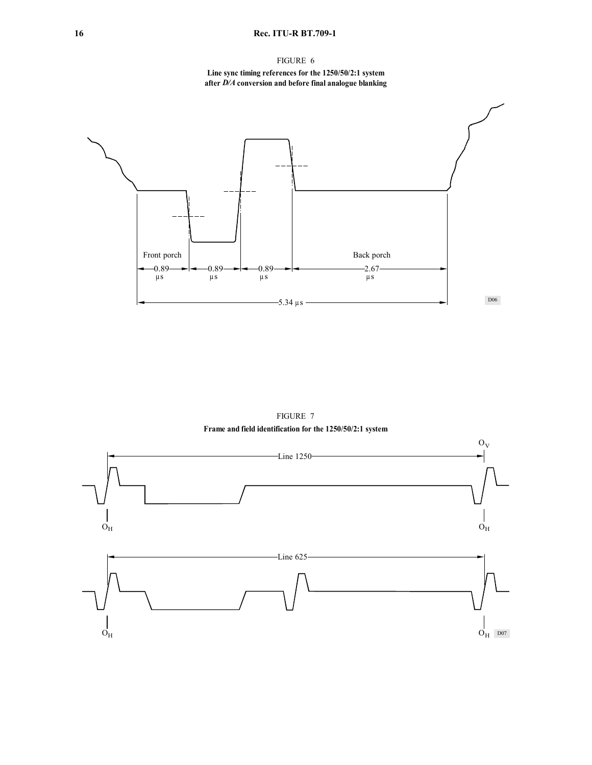FIGURE 6

**Line sync timing references for the 1250/50/2:1 system after *D/A* conversion and before final analogue blanking**

Front porch

Back porch

0.89 µs

0.89 µs

0.89 µs

2.67 µs

5.34 µs

D06

FIGURE 7

**Frame and field identification for the 1250/50/2:1 system**

$O_V$

Line 1250

$O_H$

$O_H$

Line 625

$O_H$

$O_H$

D07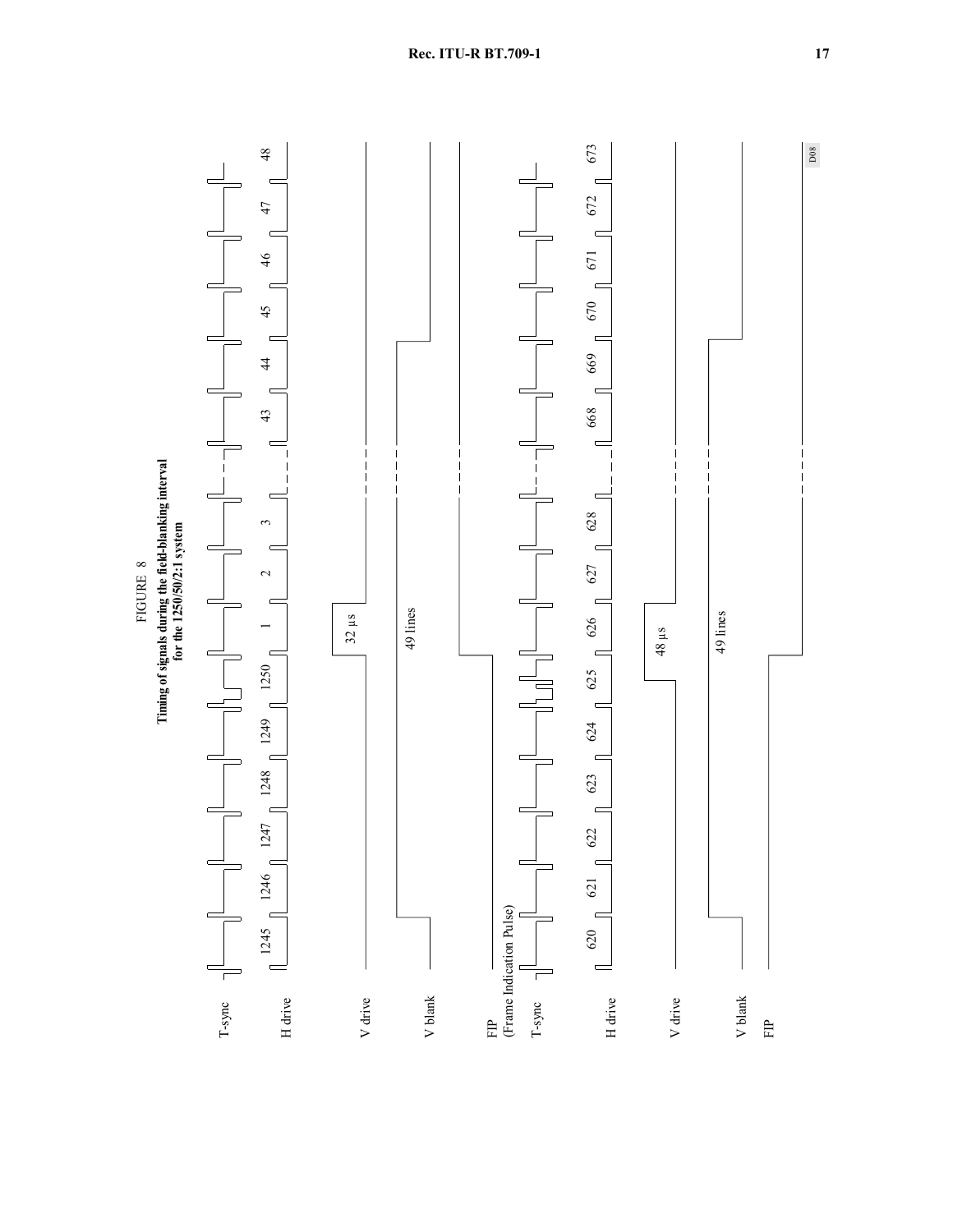FIGURE 8

**Timing of signals during the field-blanking interval for the 1250/50/2:1 system**

T-sync

H drive

1245 1246 1247 1248 1249 1250 1 2 3 43 44 45 46 47 48

V drive

32 µs

V blank

49 lines

FIP (Frame Indication Pulse)

T-sync

H drive

620 621 622 623 624 625 626 627 628 668 669 670 671 672 673

V drive

48 µs

V blank

49 lines

FIP

D08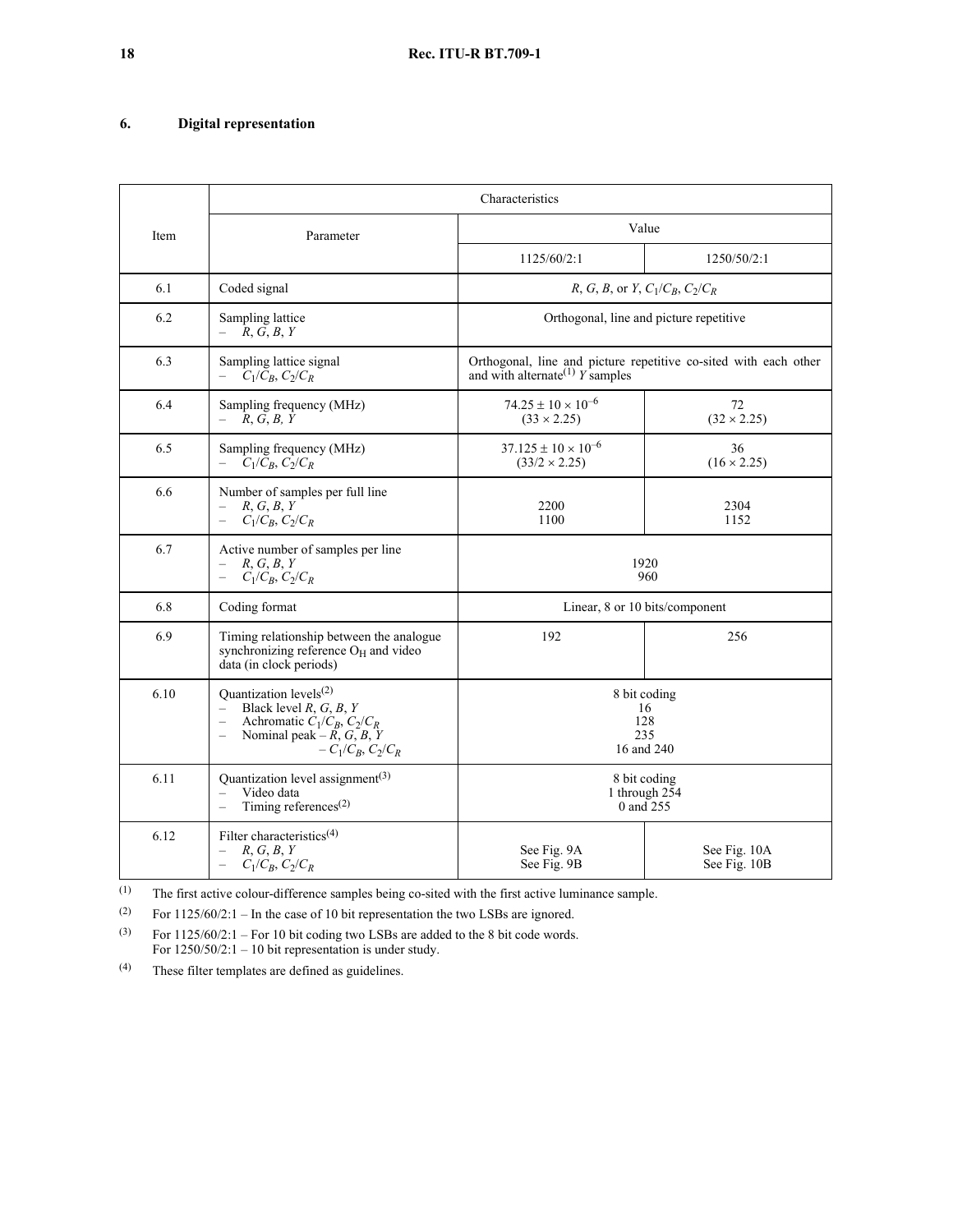## 6. Digital representation

| Item | Characteristics | | |
|---|---|---|---|
| | Parameter | Value | |
| | | 1125/60/2:1 | 1250/50/2:1 |
| 6.1 | Coded signal | $R$, $G$, $B$, or $Y$, $C_1/C_B$, $C_2/C_R$ | |
| 6.2 | Sampling lattice<br>– $R$, $G$, $B$, $Y$ | Orthogonal, line and picture repetitive | |
| 6.3 | Sampling lattice signal<br>– $C_1/C_B$, $C_2/C_R$ | Orthogonal, line and picture repetitive co-sited with each other and with alternate[(1)] $Y$ samples | |
| 6.4 | Sampling frequency (MHz)<br>– $R$, $G$, $B$, $Y$ | $74.25 \pm 10 \times 10^{-6}$<br>$(33 \times 2.25)$ | 72<br>$(32 \times 2.25)$ |
| 6.5 | Sampling frequency (MHz)<br>– $C_1/C_B$, $C_2/C_R$ | $37.125 \pm 10 \times 10^{-6}$<br>$(33/2 \times 2.25)$ | 36<br>$(16 \times 2.25)$ |
| 6.6 | Number of samples per full line<br>– $R$, $G$, $B$, $Y$<br>– $C_1/C_B$, $C_2/C_R$ | 2200<br>1100 | 2304<br>1152 |
| 6.7 | Active number of samples per line<br>– $R$, $G$, $B$, $Y$<br>– $C_1/C_B$, $C_2/C_R$ | 1920<br>960 | |
| 6.8 | Coding format | Linear, 8 or 10 bits/component | |
| 6.9 | Timing relationship between the analogue synchronizing reference $O_H$ and video data (in clock periods) | 192 | 256 |
| 6.10 | Quantization levels[(2)]<br>– Black level $R$, $G$, $B$, $Y$<br>– Achromatic $C_1/C_B$, $C_2/C_R$<br>– Nominal peak – $R$, $G$, $B$, $Y$<br>– $C_1/C_B$, $C_2/C_R$ | 8 bit coding<br>16<br>128<br>235<br>16 and 240 | |
| 6.11 | Quantization level assignment[(3)]<br>– Video data<br>– Timing references[(2)] | 8 bit coding<br>1 through 254<br>0 and 255 | |
| 6.12 | Filter characteristics[(4)]<br>– $R$, $G$, $B$, $Y$<br>– $C_1/C_B$, $C_2/C_R$ | See Fig. 9A<br>See Fig. 9B | See Fig. 10A<br>See Fig. 10B |

(1) The first active colour-difference samples being co-sited with the first active luminance sample.

(2) For 1125/60/2:1 – In the case of 10 bit representation the two LSBs are ignored.

(3) For 1125/60/2:1 – For 10 bit coding two LSBs are added to the 8 bit code words.
For 1250/50/2:1 – 10 bit representation is under study.

(4) These filter templates are defined as guidelines.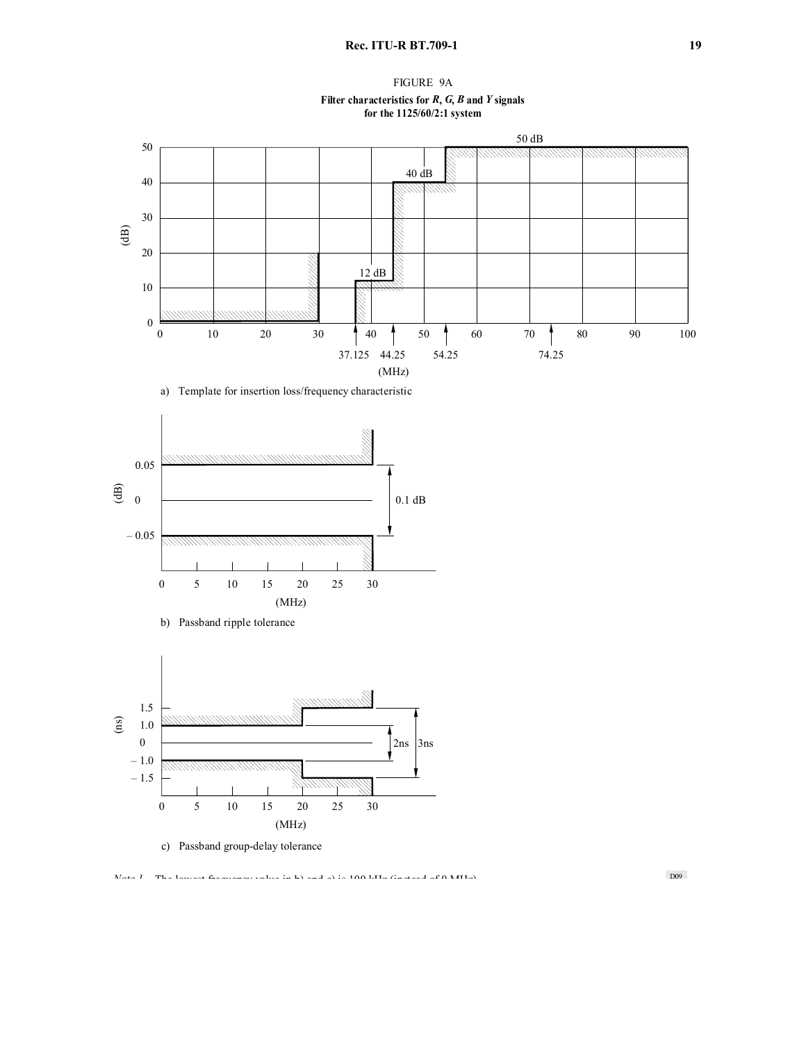FIGURE 9A

**Filter characteristics for *R*, *G*, *B* and *Y* signals for the 1125/60/2:1 system**

a) Template for insertion loss/frequency characteristic

b) Passband ripple tolerance

c) Passband group-delay tolerance

*Note 1* – The lowest frequency value in b) and c) is 100 kHz (instead of 0 MHz).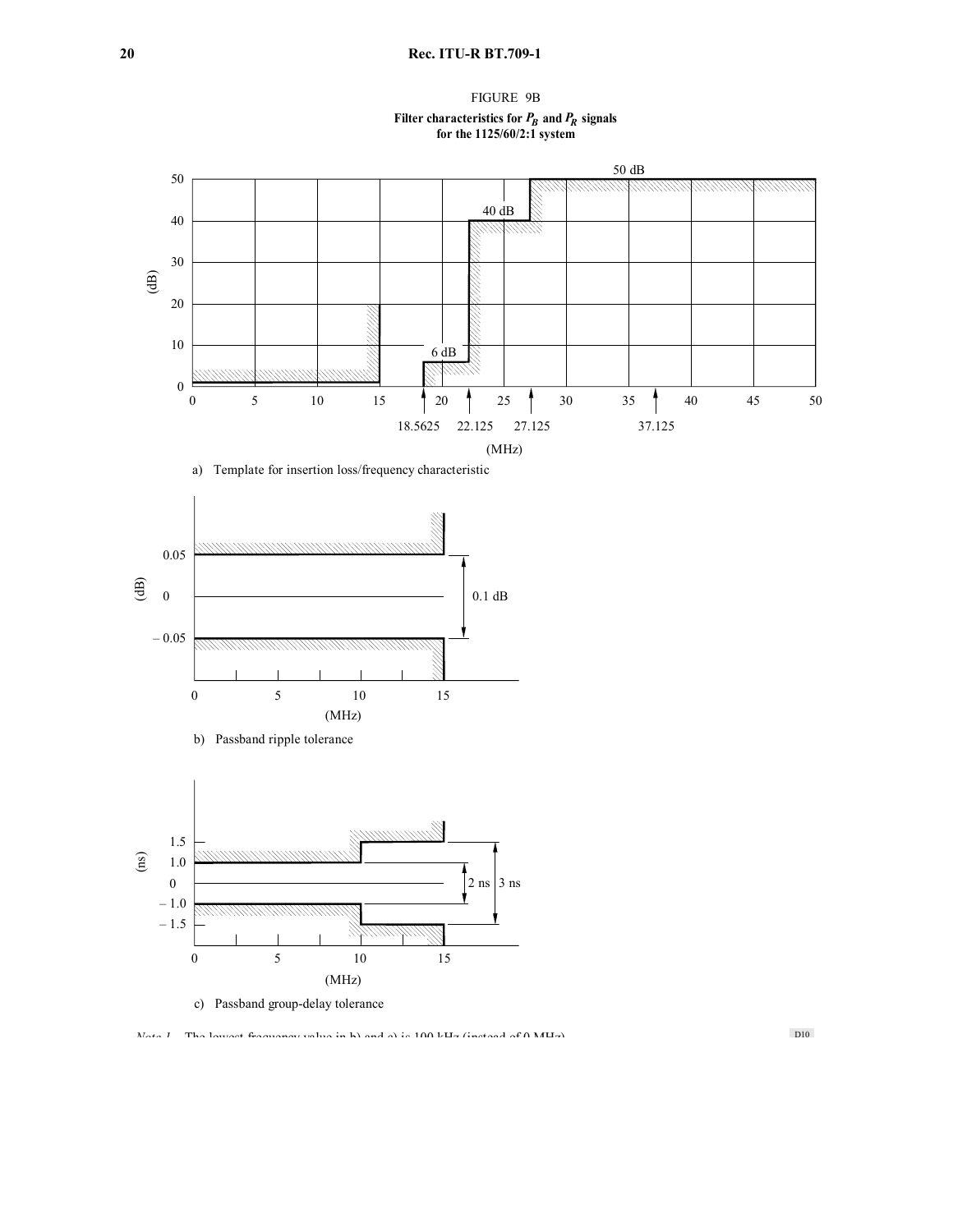FIGURE 9B

**Filter characteristics for $P_B$ and $P_R$ signals for the 1125/60/2:1 system**

a) Template for insertion loss/frequency characteristic

b) Passband ripple tolerance

c) Passband group-delay tolerance

*Note 1* – The lowest frequency value in b) and c) is 100 kHz (instead of 0 MHz).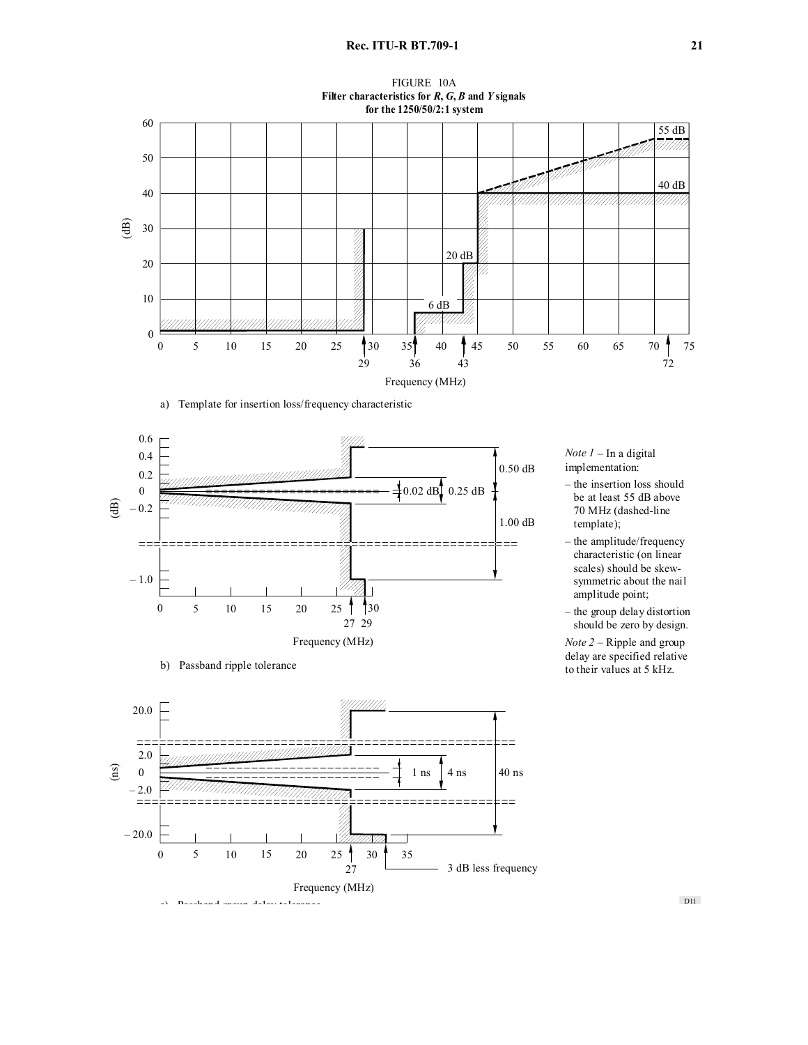FIGURE 10A
**Filter characteristics for *R*, *G*, *B* and *Y* signals for the 1250/50/2:1 system**

a) Template for insertion loss/frequency characteristic

b) Passband ripple tolerance

*Note 1* – In a digital implementation:

– the insertion loss should be at least 55 dB above 70 MHz (dashed-line template);

– the amplitude/frequency characteristic (on linear scales) should be skew-symmetric about the nail amplitude point;

– the group delay distortion should be zero by design.

*Note 2* – Ripple and group delay are specified relative to their values at 5 kHz.

c) Passband group-delay tolerance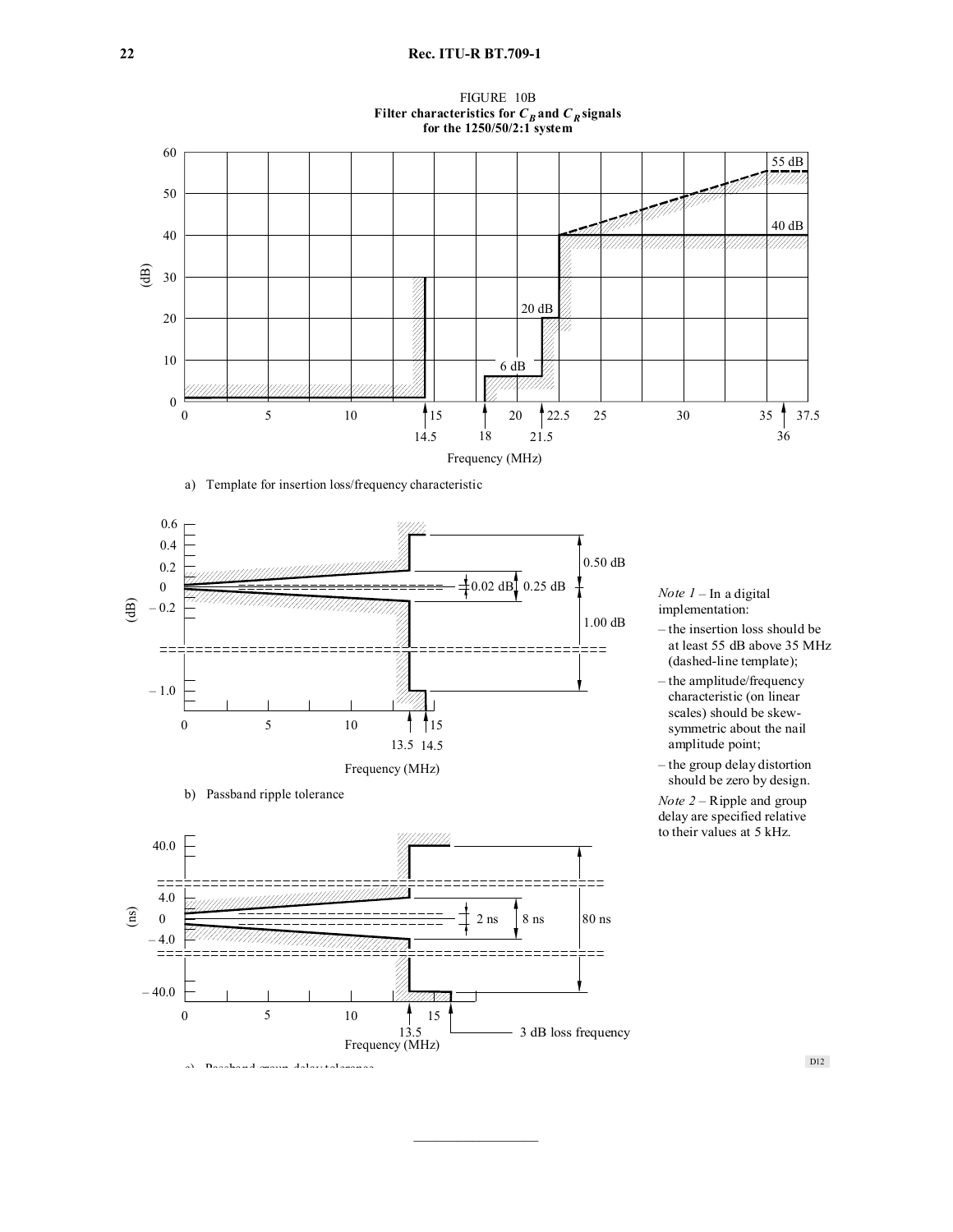FIGURE 10B
**Filter characteristics for $C_B$ and $C_R$ signals for the 1250/50/2:1 system**

60
50
40
30
20
10
0
(dB)
55 dB
40 dB
20 dB
6 dB
0 5 10 15 20 22.5 25 30 35 37.5
14.5 18 21.5 36
Frequency (MHz)

a) Template for insertion loss/frequency characteristic

0.6
0.4
0.2
0
– 0.2
– 1.0
(dB)
0.02 dB
0.25 dB
0.50 dB
1.00 dB
0 5 10 15
13.5 14.5
Frequency (MHz)

b) Passband ripple tolerance

40.0
4.0
0
– 4.0
– 40.0
(ns)
2 ns
8 ns
80 ns
0 5 10 15
13.5
Frequency (MHz)
3 dB loss frequency

c) Passband group-delay tolerance

*Note 1* – In a digital implementation:

– the insertion loss should be at least 55 dB above 35 MHz (dashed-line template);

– the amplitude/frequency characteristic (on linear scales) should be skew-symmetric about the nail amplitude point;

– the group delay distortion should be zero by design.

*Note 2* – Ripple and group delay are specified relative to their values at 5 kHz.

D12